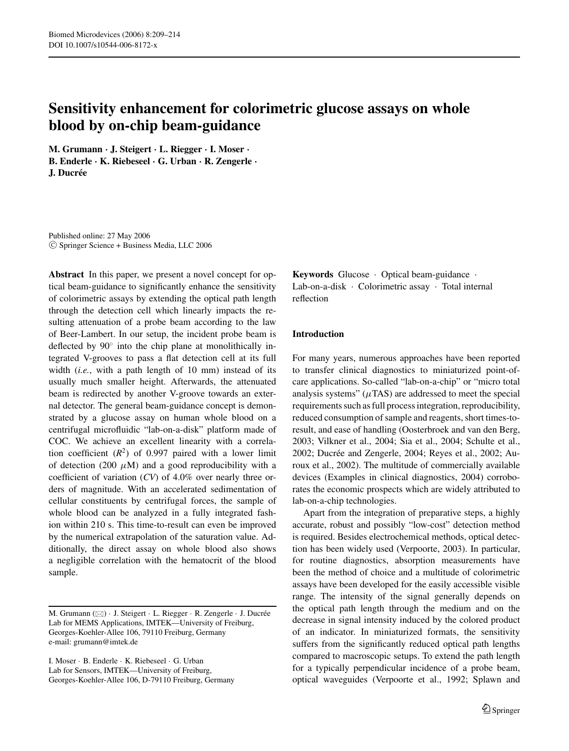# Sensitivity enhancement for colorimetric glucose assays on whole blood by on-chip beam-guidance

**M. Grumann · J. Steigert · L. Riegger · I. Moser · B. Enderle · K. Riebeseel · G. Urban · R. Zengerle · J. Ducrée**

Published online: 27 May 2006
© Springer Science + Business Media, LLC 2006

**Abstract** In this paper, we present a novel concept for optical beam-guidance to significantly enhance the sensitivity of colorimetric assays by extending the optical path length through the detection cell which linearly impacts the resulting attenuation of a probe beam according to the law of Beer-Lambert. In our setup, the incident probe beam is deflected by 90° into the chip plane at monolithically integrated V-grooves to pass a flat detection cell at its full width (*i.e.*, with a path length of 10 mm) instead of its usually much smaller height. Afterwards, the attenuated beam is redirected by another V-groove towards an external detector. The general beam-guidance concept is demonstrated by a glucose assay on human whole blood on a centrifugal microfluidic "lab-on-a-disk" platform made of COC. We achieve an excellent linearity with a correlation coefficient ($R^2$) of 0.997 paired with a lower limit of detection (200 $\mu$M) and a good reproducibility with a coefficient of variation (*CV*) of 4.0% over nearly three orders of magnitude. With an accelerated sedimentation of cellular constituents by centrifugal forces, the sample of whole blood can be analyzed in a fully integrated fashion within 210 s. This time-to-result can even be improved by the numerical extrapolation of the saturation value. Additionally, the direct assay on whole blood also shows a negligible correlation with the hematocrit of the blood sample.

**Keywords** Glucose · Optical beam-guidance · Lab-on-a-disk · Colorimetric assay · Total internal reflection

M. Grumann (✉) · J. Steigert · L. Riegger · R. Zengerle · J. Ducrée
Lab for MEMS Applications, IMTEK—University of Freiburg, Georges-Koehler-Allee 106, 79110 Freiburg, Germany
e-mail: grumann@imtek.de

I. Moser · B. Enderle · K. Riebeseel · G. Urban
Lab for Sensors, IMTEK—University of Freiburg, Georges-Koehler-Allee 106, D-79110 Freiburg, Germany

## Introduction

For many years, numerous approaches have been reported to transfer clinical diagnostics to miniaturized point-of-care applications. So-called "lab-on-a-chip" or "micro total analysis systems" ($\mu$TAS) are addressed to meet the special requirements such as full process integration, reproducibility, reduced consumption of sample and reagents, short times-to-result, and ease of handling (Oosterbroek and van den Berg, 2003; Vilkner et al., 2004; Sia et al., 2004; Schulte et al., 2002; Ducrée and Zengerle, 2004; Reyes et al., 2002; Auroux et al., 2002). The multitude of commercially available devices (Examples in clinical diagnostics, 2004) corroborates the economic prospects which are widely attributed to lab-on-a-chip technologies.

Apart from the integration of preparative steps, a highly accurate, robust and possibly "low-cost" detection method is required. Besides electrochemical methods, optical detection has been widely used (Verpoorte, 2003). In particular, for routine diagnostics, absorption measurements have been the method of choice and a multitude of colorimetric assays have been developed for the easily accessible visible range. The intensity of the signal generally depends on the optical path length through the medium and on the decrease in signal intensity induced by the colored product of an indicator. In miniaturized formats, the sensitivity suffers from the significantly reduced optical path lengths compared to macroscopic setups. To extend the path length for a typically perpendicular incidence of a probe beam, optical waveguides (Verpoorte et al., 1992; Splawn and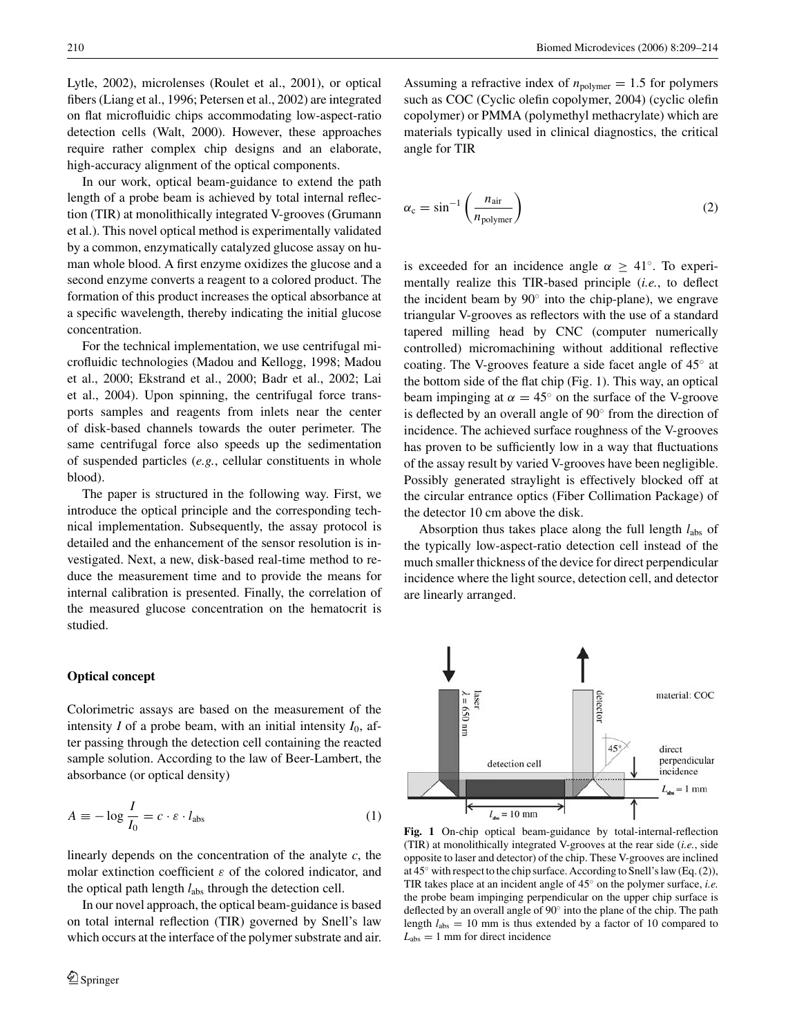Lytle, 2002), microlenses (Roulet et al., 2001), or optical fibers (Liang et al., 1996; Petersen et al., 2002) are integrated on flat microfluidic chips accommodating low-aspect-ratio detection cells (Walt, 2000). However, these approaches require rather complex chip designs and an elaborate, high-accuracy alignment of the optical components.

In our work, optical beam-guidance to extend the path length of a probe beam is achieved by total internal reflection (TIR) at monolithically integrated V-grooves (Grumann et al.). This novel optical method is experimentally validated by a common, enzymatically catalyzed glucose assay on human whole blood. A first enzyme oxidizes the glucose and a second enzyme converts a reagent to a colored product. The formation of this product increases the optical absorbance at a specific wavelength, thereby indicating the initial glucose concentration.

For the technical implementation, we use centrifugal microfluidic technologies (Madou and Kellogg, 1998; Madou et al., 2000; Ekstrand et al., 2000; Badr et al., 2002; Lai et al., 2004). Upon spinning, the centrifugal force transports samples and reagents from inlets near the center of disk-based channels towards the outer perimeter. The same centrifugal force also speeds up the sedimentation of suspended particles (*e.g.*, cellular constituents in whole blood).

The paper is structured in the following way. First, we introduce the optical principle and the corresponding technical implementation. Subsequently, the assay protocol is detailed and the enhancement of the sensor resolution is investigated. Next, a new, disk-based real-time method to reduce the measurement time and to provide the means for internal calibration is presented. Finally, the correlation of the measured glucose concentration on the hematocrit is studied.

## Optical concept

Colorimetric assays are based on the measurement of the intensity $I$ of a probe beam, with an initial intensity $I_0$, after passing through the detection cell containing the reacted sample solution. According to the law of Beer-Lambert, the absorbance (or optical density)

$$A \equiv -\log \frac{I}{I_0} = c \cdot \varepsilon \cdot l_{\mathrm{abs}} \tag{1}$$

linearly depends on the concentration of the analyte $c$, the molar extinction coefficient $\varepsilon$ of the colored indicator, and the optical path length $l_{\mathrm{abs}}$ through the detection cell.

In our novel approach, the optical beam-guidance is based on total internal reflection (TIR) governed by Snell's law which occurs at the interface of the polymer substrate and air. Assuming a refractive index of $n_{\mathrm{polymer}} = 1.5$ for polymers such as COC (Cyclic olefin copolymer, 2004) (cyclic olefin copolymer) or PMMA (polymethyl methacrylate) which are materials typically used in clinical diagnostics, the critical angle for TIR

$$\alpha_{\mathrm{c}} = \sin^{-1}\left(\frac{n_{\mathrm{air}}}{n_{\mathrm{polymer}}}\right) \tag{2}$$

is exceeded for an incidence angle $\alpha \geq 41^\circ$. To experimentally realize this TIR-based principle (*i.e.*, to deflect the incident beam by $90^\circ$ into the chip-plane), we engrave triangular V-grooves as reflectors with the use of a standard tapered milling head by CNC (computer numerically controlled) micromachining without additional reflective coating. The V-grooves feature a side facet angle of $45^\circ$ at the bottom side of the flat chip (Fig. 1). This way, an optical beam impinging at $\alpha = 45^\circ$ on the surface of the V-groove is deflected by an overall angle of $90^\circ$ from the direction of incidence. The achieved surface roughness of the V-grooves has proven to be sufficiently low in a way that fluctuations of the assay result by varied V-grooves have been negligible. Possibly generated straylight is effectively blocked off at the circular entrance optics (Fiber Collimation Package) of the detector 10 cm above the disk.

Absorption thus takes place along the full length $l_{\mathrm{abs}}$ of the typically low-aspect-ratio detection cell instead of the much smaller thickness of the device for direct perpendicular incidence where the light source, detection cell, and detector are linearly arranged.

laser
λ = 650 nm
detector
material: COC
45°
direct perpendicular incidence
detection cell
$L_{\mathrm{abs}} = 1$ mm
$l_{\mathrm{abs}} = 10$ mm

**Fig. 1** On-chip optical beam-guidance by total-internal-reflection (TIR) at monolithically integrated V-grooves at the rear side (*i.e.*, side opposite to laser and detector) of the chip. These V-grooves are inclined at $45^\circ$ with respect to the chip surface. According to Snell's law (Eq. (2)), TIR takes place at an incident angle of $45^\circ$ on the polymer surface, *i.e.* the probe beam impinging perpendicular on the upper chip surface is deflected by an overall angle of $90^\circ$ into the plane of the chip. The path length $l_{\mathrm{abs}} = 10$ mm is thus extended by a factor of 10 compared to $L_{\mathrm{abs}} = 1$ mm for direct incidence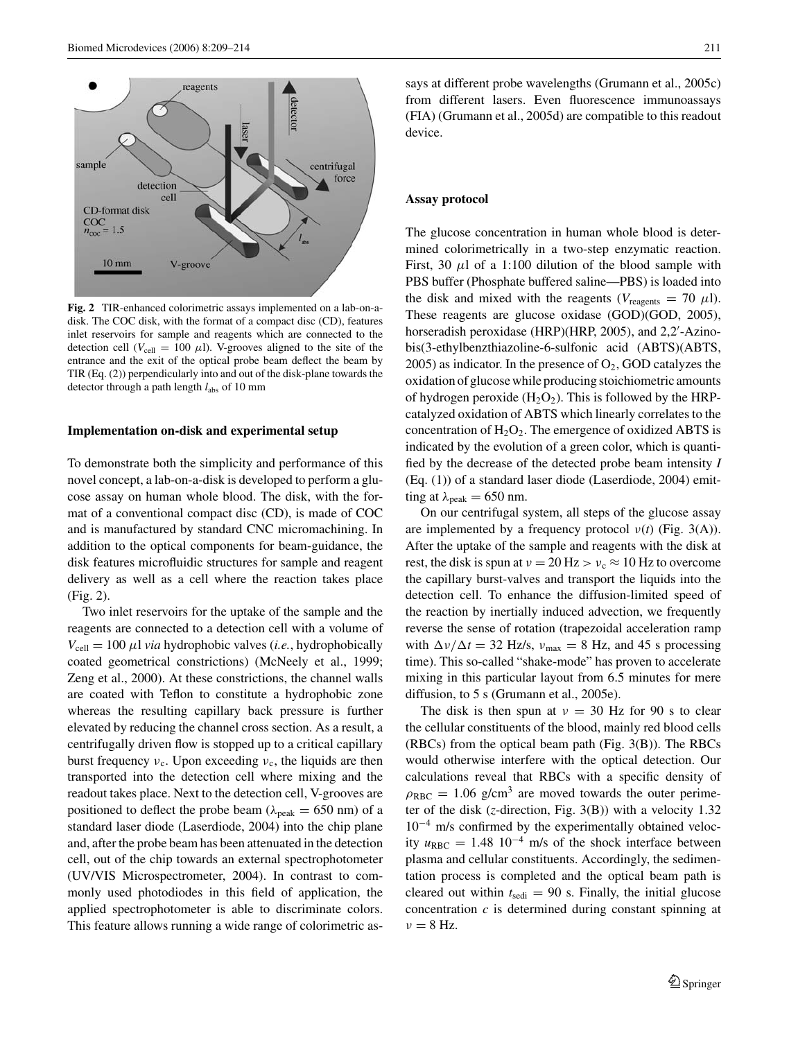reagents

detector

laser

sample

centrifugal force

detection cell

CD-format disk

COC

$n_{coc} = 1.5$

$l_{abs}$

10 mm

V-groove

**Fig. 2** TIR-enhanced colorimetric assays implemented on a lab-on-a-disk. The COC disk, with the format of a compact disc (CD), features inlet reservoirs for sample and reagents which are connected to the detection cell ($V_{cell} = 100\ \mu$l). V-grooves aligned to the site of the entrance and the exit of the optical probe beam deflect the beam by TIR (Eq. (2)) perpendicularly into and out of the disk-plane towards the detector through a path length $l_{abs}$ of 10 mm

### Implementation on-disk and experimental setup

To demonstrate both the simplicity and performance of this novel concept, a lab-on-a-disk is developed to perform a glucose assay on human whole blood. The disk, with the format of a conventional compact disc (CD), is made of COC and is manufactured by standard CNC micromachining. In addition to the optical components for beam-guidance, the disk features microfluidic structures for sample and reagent delivery as well as a cell where the reaction takes place (Fig. 2).

Two inlet reservoirs for the uptake of the sample and the reagents are connected to a detection cell with a volume of $V_{cell} = 100\ \mu$l *via* hydrophobic valves (*i.e.*, hydrophobically coated geometrical constrictions) (McNeely et al., 1999; Zeng et al., 2000). At these constrictions, the channel walls are coated with Teflon to constitute a hydrophobic zone whereas the resulting capillary back pressure is further elevated by reducing the channel cross section. As a result, a centrifugally driven flow is stopped up to a critical capillary burst frequency $\nu_c$. Upon exceeding $\nu_c$, the liquids are then transported into the detection cell where mixing and the readout takes place. Next to the detection cell, V-grooves are positioned to deflect the probe beam ($\lambda_{peak} = 650$ nm) of a standard laser diode (Laserdiode, 2004) into the chip plane and, after the probe beam has been attenuated in the detection cell, out of the chip towards an external spectrophotometer (UV/VIS Microspectrometer, 2004). In contrast to commonly used photodiodes in this field of application, the applied spectrophotometer is able to discriminate colors. This feature allows running a wide range of colorimetric assays at different probe wavelengths (Grumann et al., 2005c) from different lasers. Even fluorescence immunoassays (FIA) (Grumann et al., 2005d) are compatible to this readout device.

### Assay protocol

The glucose concentration in human whole blood is determined colorimetrically in a two-step enzymatic reaction. First, 30 $\mu$l of a 1:100 dilution of the blood sample with PBS buffer (Phosphate buffered saline—PBS) is loaded into the disk and mixed with the reagents ($V_{reagents} = 70\ \mu$l). These reagents are glucose oxidase (GOD)(GOD, 2005), horseradish peroxidase (HRP)(HRP, 2005), and 2,2′-Azino-bis(3-ethylbenzthiazoline-6-sulfonic acid (ABTS)(ABTS, 2005) as indicator. In the presence of $O_2$, GOD catalyzes the oxidation of glucose while producing stoichiometric amounts of hydrogen peroxide ($H_2O_2$). This is followed by the HRP-catalyzed oxidation of ABTS which linearly correlates to the concentration of $H_2O_2$. The emergence of oxidized ABTS is indicated by the evolution of a green color, which is quantified by the decrease of the detected probe beam intensity $I$ (Eq. (1)) of a standard laser diode (Laserdiode, 2004) emitting at $\lambda_{peak} = 650$ nm.

On our centrifugal system, all steps of the glucose assay are implemented by a frequency protocol $\nu(t)$ (Fig. 3(A)). After the uptake of the sample and reagents with the disk at rest, the disk is spun at $\nu = 20$ Hz $> \nu_c \approx 10$ Hz to overcome the capillary burst-valves and transport the liquids into the detection cell. To enhance the diffusion-limited speed of the reaction by inertially induced advection, we frequently reverse the sense of rotation (trapezoidal acceleration ramp with $\Delta\nu/\Delta t = 32$ Hz/s, $\nu_{max} = 8$ Hz, and 45 s processing time). This so-called "shake-mode" has proven to accelerate mixing in this particular layout from 6.5 minutes for mere diffusion, to 5 s (Grumann et al., 2005e).

The disk is then spun at $\nu = 30$ Hz for 90 s to clear the cellular constituents of the blood, mainly red blood cells (RBCs) from the optical beam path (Fig. 3(B)). The RBCs would otherwise interfere with the optical detection. Our calculations reveal that RBCs with a specific density of $\rho_{RBC} = 1.06$ g/cm$^3$ are moved towards the outer perimeter of the disk ($z$-direction, Fig. 3(B)) with a velocity 1.32 $10^{-4}$ m/s confirmed by the experimentally obtained velocity $u_{RBC} = 1.48\ 10^{-4}$ m/s of the shock interface between plasma and cellular constituents. Accordingly, the sedimentation process is completed and the optical beam path is cleared out within $t_{sedi} = 90$ s. Finally, the initial glucose concentration $c$ is determined during constant spinning at $\nu = 8$ Hz.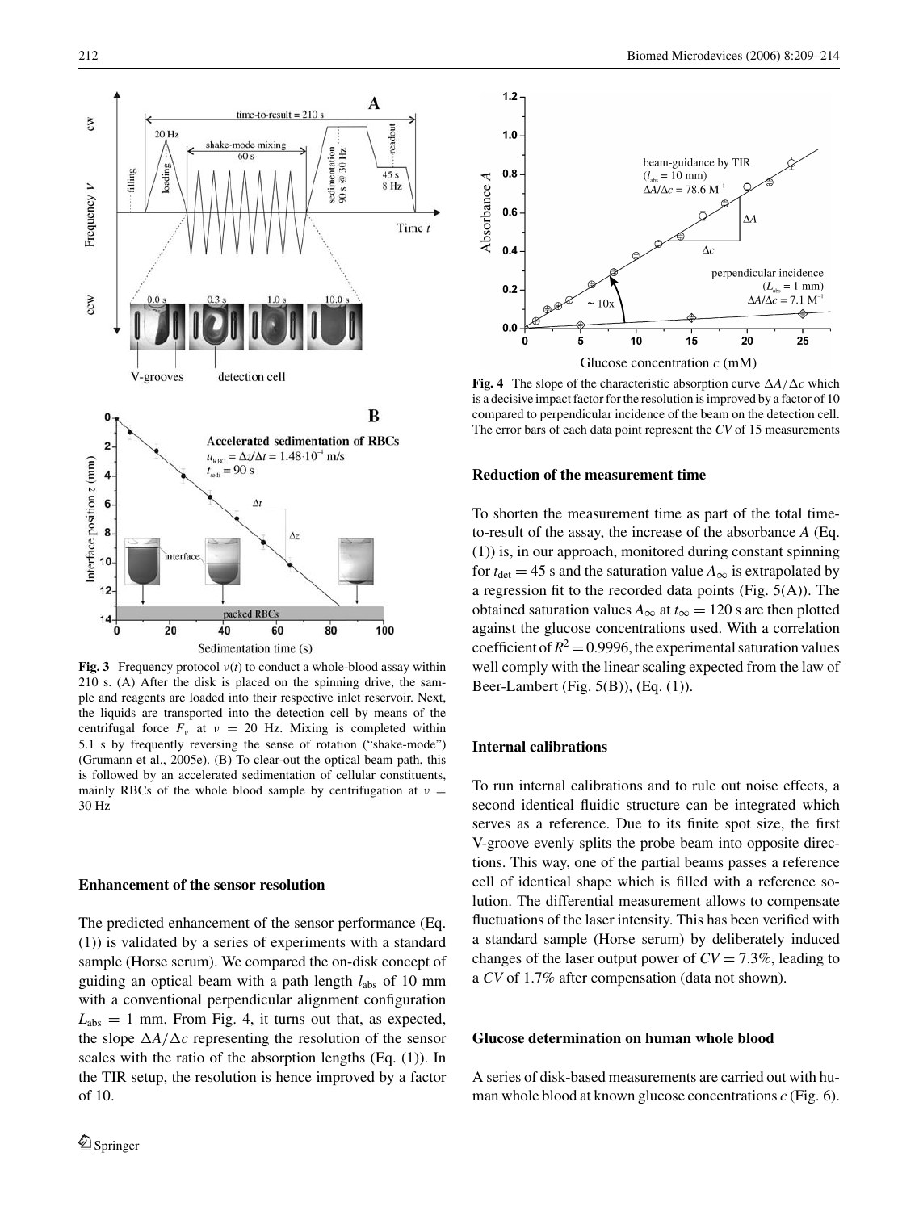A

time-to-result = 210 s

cw

Frequency $\nu$

ccw

filling

loading

20 Hz

shake-mode mixing
60 s

sedimentation
90 s @ 30 Hz

readout

45 s
8 Hz

Time $t$

0.0 s

0.3 s

1.0 s

10.0 s

V-grooves

detection cell

B

Accelerated sedimentation of RBCs

$u_{RBC} = \Delta z/\Delta t = 1.48 \cdot 10^{-4}$ m/s

$t_{sedi} = 90$ s

$\Delta t$

$\Delta z$

interface

packed RBCs

Interface position $z$ (mm)

Sedimentation time (s)

**Fig. 3** Frequency protocol $\nu(t)$ to conduct a whole-blood assay within 210 s. (A) After the disk is placed on the spinning drive, the sample and reagents are loaded into their respective inlet reservoir. Next, the liquids are transported into the detection cell by means of the centrifugal force $F_\nu$ at $\nu = 20$ Hz. Mixing is completed within 5.1 s by frequently reversing the sense of rotation ("shake-mode") (Grumann et al., 2005e). (B) To clear-out the optical beam path, this is followed by an accelerated sedimentation of cellular constituents, mainly RBCs of the whole blood sample by centrifugation at $\nu = 30$ Hz

### Enhancement of the sensor resolution

The predicted enhancement of the sensor performance (Eq. (1)) is validated by a series of experiments with a standard sample (Horse serum). We compared the on-disk concept of guiding an optical beam with a path length $l_{abs}$ of 10 mm with a conventional perpendicular alignment configuration $L_{abs} = 1$ mm. From Fig. 4, it turns out that, as expected, the slope $\Delta A/\Delta c$ representing the resolution of the sensor scales with the ratio of the absorption lengths (Eq. (1)). In the TIR setup, the resolution is hence improved by a factor of 10.

Absorbance $A$

beam-guidance by TIR
($l_{abs} = 10$ mm)
$\Delta A/\Delta c = 78.6$ M$^{-1}$

$\Delta A$

$\Delta c$

perpendicular incidence
($L_{abs} = 1$ mm)
$\Delta A/\Delta c = 7.1$ M$^{-1}$

~ 10x

Glucose concentration $c$ (mM)

**Fig. 4** The slope of the characteristic absorption curve $\Delta A/\Delta c$ which is a decisive impact factor for the resolution is improved by a factor of 10 compared to perpendicular incidence of the beam on the detection cell. The error bars of each data point represent the *CV* of 15 measurements

### Reduction of the measurement time

To shorten the measurement time as part of the total time-to-result of the assay, the increase of the absorbance $A$ (Eq. (1)) is, in our approach, monitored during constant spinning for $t_{det} = 45$ s and the saturation value $A_\infty$ is extrapolated by a regression fit to the recorded data points (Fig. 5(A)). The obtained saturation values $A_\infty$ at $t_\infty = 120$ s are then plotted against the glucose concentrations used. With a correlation coefficient of $R^2 = 0.9996$, the experimental saturation values well comply with the linear scaling expected from the law of Beer-Lambert (Fig. 5(B)), (Eq. (1)).

### Internal calibrations

To run internal calibrations and to rule out noise effects, a second identical fluidic structure can be integrated which serves as a reference. Due to its finite spot size, the first V-groove evenly splits the probe beam into opposite directions. This way, one of the partial beams passes a reference cell of identical shape which is filled with a reference solution. The differential measurement allows to compensate fluctuations of the laser intensity. This has been verified with a standard sample (Horse serum) by deliberately induced changes of the laser output power of $CV = 7.3\%$, leading to a *CV* of 1.7% after compensation (data not shown).

### Glucose determination on human whole blood

A series of disk-based measurements are carried out with human whole blood at known glucose concentrations $c$ (Fig. 6).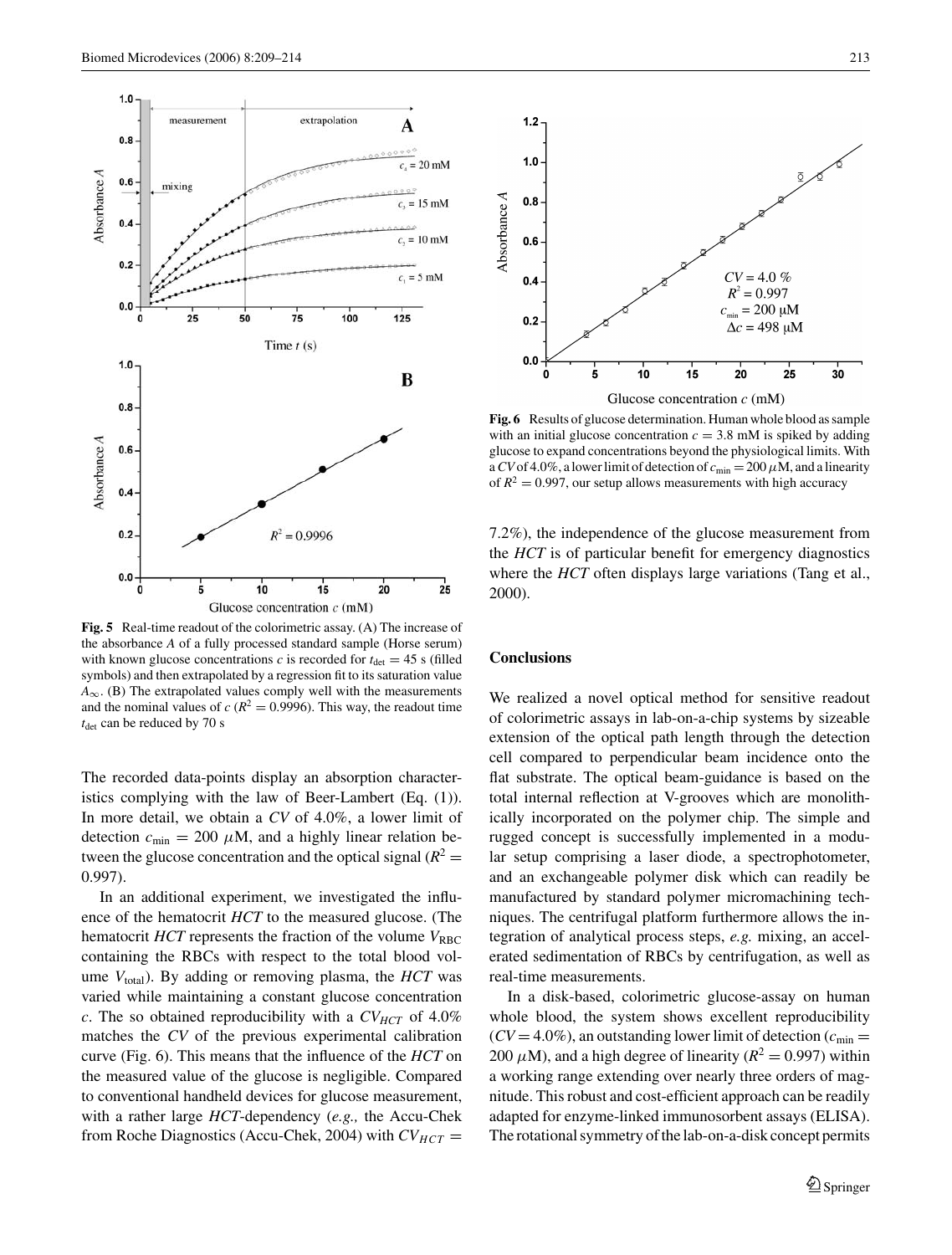Measurement

Extrapolation

Mixing

A

$c_4 = 20$ mM

$c_3 = 15$ mM

$c_2 = 10$ mM

$c_1 = 5$ mM

Absorbance $A$

Time $t$ (s)

B

$R^2 = 0.9996$

Absorbance $A$

Glucose concentration $c$ (mM)

**Fig. 5** Real-time readout of the colorimetric assay. (A) The increase of the absorbance $A$ of a fully processed standard sample (Horse serum) with known glucose concentrations $c$ is recorded for $t_{\text{det}} = 45$ s (filled symbols) and then extrapolated by a regression fit to its saturation value $A_\infty$. (B) The extrapolated values comply well with the measurements and the nominal values of $c$ ($R^2 = 0.9996$). This way, the readout time $t_{\text{det}}$ can be reduced by 70 s

$CV = 4.0$ %

$R^2 = 0.997$

$c_{\text{min}} = 200$ μM

$\Delta c = 498$ μM

Absorbance $A$

Glucose concentration $c$ (mM)

**Fig. 6** Results of glucose determination. Human whole blood as sample with an initial glucose concentration $c = 3.8$ mM is spiked by adding glucose to expand concentrations beyond the physiological limits. With a $CV$ of 4.0%, a lower limit of detection of $c_{\text{min}} = 200\ \mu$M, and a linearity of $R^2 = 0.997$, our setup allows measurements with high accuracy

The recorded data-points display an absorption characteristics complying with the law of Beer-Lambert (Eq. (1)). In more detail, we obtain a *CV* of 4.0%, a lower limit of detection $c_{\text{min}} = 200\ \mu$M, and a highly linear relation between the glucose concentration and the optical signal ($R^2 = 0.997$).

In an additional experiment, we investigated the influence of the hematocrit *HCT* to the measured glucose. (The hematocrit *HCT* represents the fraction of the volume $V_{\text{RBC}}$ containing the RBCs with respect to the total blood volume $V_{\text{total}}$). By adding or removing plasma, the *HCT* was varied while maintaining a constant glucose concentration $c$. The so obtained reproducibility with a $CV_{HCT}$ of 4.0% matches the *CV* of the previous experimental calibration curve (Fig. 6). This means that the influence of the *HCT* on the measured value of the glucose is negligible. Compared to conventional handheld devices for glucose measurement, with a rather large *HCT*-dependency (*e.g.,* the Accu-Chek from Roche Diagnostics (Accu-Chek, 2004) with $CV_{HCT} =$ 7.2%), the independence of the glucose measurement from the *HCT* is of particular benefit for emergency diagnostics where the *HCT* often displays large variations (Tang et al., 2000).

## Conclusions

We realized a novel optical method for sensitive readout of colorimetric assays in lab-on-a-chip systems by sizeable extension of the optical path length through the detection cell compared to perpendicular beam incidence onto the flat substrate. The optical beam-guidance is based on the total internal reflection at V-grooves which are monolithically incorporated on the polymer chip. The simple and rugged concept is successfully implemented in a modular setup comprising a laser diode, a spectrophotometer, and an exchangeable polymer disk which can readily be manufactured by standard polymer micromachining techniques. The centrifugal platform furthermore allows the integration of analytical process steps, *e.g.* mixing, an accelerated sedimentation of RBCs by centrifugation, as well as real-time measurements.

In a disk-based, colorimetric glucose-assay on human whole blood, the system shows excellent reproducibility ($CV = 4.0\%$), an outstanding lower limit of detection ($c_{\text{min}} = 200\ \mu$M), and a high degree of linearity ($R^2 = 0.997$) within a working range extending over nearly three orders of magnitude. This robust and cost-efficient approach can be readily adapted for enzyme-linked immunosorbent assays (ELISA). The rotational symmetry of the lab-on-a-disk concept permits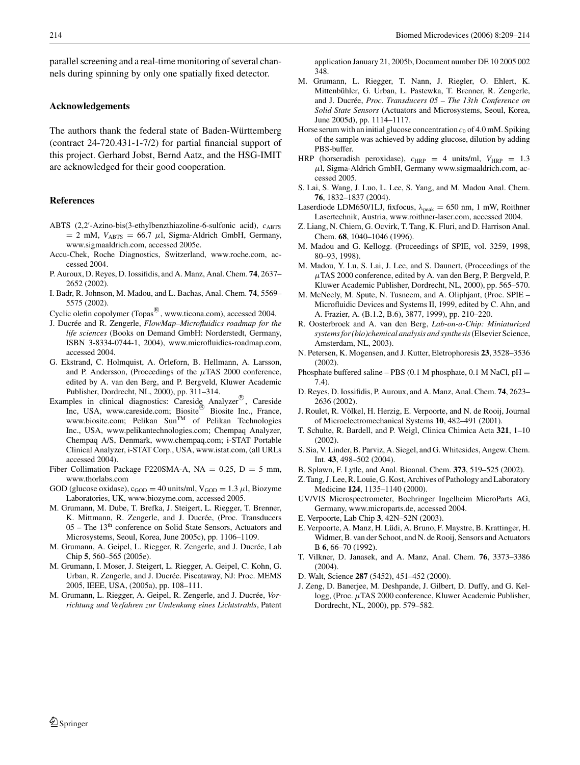parallel screening and a real-time monitoring of several channels during spinning by only one spatially fixed detector.

## Acknowledgements

The authors thank the federal state of Baden-Württemberg (contract 24-720.431-1-7/2) for partial financial support of this project. Gerhard Jobst, Bernd Aatz, and the HSG-IMIT are acknowledged for their good cooperation.

## References

ABTS (2,2′-Azino-bis(3-ethylbenzthiazoline-6-sulfonic acid), $c_{\mathrm{ABTS}} = 2$ mM, $V_{\mathrm{ABTS}} = 66.7$ $\mu$l, Sigma-Aldrich GmbH, Germany, www.sigmaaldrich.com, accessed 2005e.

Accu-Chek, Roche Diagnostics, Switzerland, www.roche.com, accessed 2004.

P. Auroux, D. Reyes, D. Iossifidis, and A. Manz, Anal. Chem. **74**, 2637–2652 (2002).

I. Badr, R. Johnson, M. Madou, and L. Bachas, Anal. Chem. **74**, 5569–5575 (2002).

Cyclic olefin copolymer (Topas®, www.ticona.com), accessed 2004.

J. Ducrée and R. Zengerle, *FlowMap–Microfluidics roadmap for the life sciences* (Books on Demand GmbH: Norderstedt, Germany, ISBN 3-8334-0744-1, 2004), www.microfluidics-roadmap.com, accessed 2004.

G. Ekstrand, C. Holmquist, A. Örlefors, B. Hellmann, A. Larsson, and P. Andersson, (Proceedings of the $\mu$TAS 2000 conference, edited by A. van den Berg, and P. Bergveld, Kluwer Academic Publisher, Dordrecht, NL, 2000), pp. 311–314.

Examples in clinical diagnostics: Careside Analyzer®, Careside Inc, USA, www.careside.com; Biosite® Biosite Inc., France, www.biosite.com; Pelikan Sun™ of Pelikan Technologies Inc., USA, www.pelikantechnologies.com; Chempaq Analyzer, Chempaq A/S, Denmark, www.chempaq.com; i-STAT Portable Clinical Analyzer, i-STAT Corp., USA, www.istat.com, (all URLs accessed 2004).

Fiber Collimation Package F220SMA-A, NA = 0.25, D = 5 mm, www.thorlabs.com

GOD (glucose oxidase), $c_{\mathrm{GOD}} = 40$ units/ml, $V_{\mathrm{GOD}} = 1.3$ $\mu$l, Biozyme Laboratories, UK, www.biozyme.com, accessed 2005.

M. Grumann, M. Dube, T. Brefka, J. Steigert, L. Riegger, T. Brenner, K. Mittmann, R. Zengerle, and J. Ducrée, (Proc. Transducers 05 – The 13th conference on Solid State Sensors, Actuators and Microsystems, Seoul, Korea, June 2005c), pp. 1106–1109.

M. Grumann, A. Geipel, L. Riegger, R. Zengerle, and J. Ducrée, Lab Chip **5**, 560–565 (2005e).

M. Grumann, I. Moser, J. Steigert, L. Riegger, A. Geipel, C. Kohn, G. Urban, R. Zengerle, and J. Ducrée. Piscataway, NJ: Proc. MEMS 2005, IEEE, USA, (2005a), pp. 108–111.

M. Grumann, L. Riegger, A. Geipel, R. Zengerle, and J. Ducrée, *Vorrichtung und Verfahren zur Umlenkung eines Lichtstrahls*, Patent application January 21, 2005b, Document number DE 10 2005 002 348.

M. Grumann, L. Riegger, T. Nann, J. Riegler, O. Ehlert, K. Mittenbühler, G. Urban, L. Pastewka, T. Brenner, R. Zengerle, and J. Ducrée, *Proc. Transducers 05 – The 13th Conference on Solid State Sensors* (Actuators and Microsystems, Seoul, Korea, June 2005d), pp. 1114–1117.

Horse serum with an initial glucose concentration $c_0$ of 4.0 mM. Spiking of the sample was achieved by adding glucose, dilution by adding PBS-buffer.

HRP (horseradish peroxidase), $c_{\mathrm{HRP}} = 4$ units/ml, $V_{\mathrm{HRP}} = 1.3$ $\mu$l, Sigma-Aldrich GmbH, Germany www.sigmaaldrich.com, accessed 2005.

S. Lai, S. Wang, J. Luo, L. Lee, S. Yang, and M. Madou Anal. Chem. **76**, 1832–1837 (2004).

Laserdiode LDM650/1LJ, fixfocus, $\lambda_{\mathrm{peak}} = 650$ nm, 1 mW, Roithner Lasertechnik, Austria, www.roithner-laser.com, accessed 2004.

Z. Liang, N. Chiem, G. Ocvirk, T. Tang, K. Fluri, and D. Harrison Anal. Chem. **68**, 1040–1046 (1996).

M. Madou and G. Kellogg. (Proceedings of SPIE, vol. 3259, 1998, 80–93, 1998).

M. Madou, Y. Lu, S. Lai, J. Lee, and S. Daunert, (Proceedings of the $\mu$TAS 2000 conference, edited by A. van den Berg, P. Bergveld, P. Kluwer Academic Publisher, Dordrecht, NL, 2000), pp. 565–570.

M. McNeely, M. Spute, N. Tusneem, and A. Oliphjant, (Proc. SPIE – Microfluidic Devices and Systems II, 1999, edited by C. Ahn, and A. Frazier, A. (B.1.2, B.6), 3877, 1999), pp. 210–220.

R. Oosterbroek and A. van den Berg, *Lab-on-a-Chip: Miniaturized systems for (bio)chemical analysis and synthesis* (Elsevier Science, Amsterdam, NL, 2003).

N. Petersen, K. Mogensen, and J. Kutter, Eletrophoresis **23**, 3528–3536 (2002).

Phosphate buffered saline – PBS (0.1 M phosphate, 0.1 M NaCl, pH = 7.4).

D. Reyes, D. Iossifidis, P. Auroux, and A. Manz, Anal. Chem. **74**, 2623–2636 (2002).

J. Roulet, R. Völkel, H. Herzig, E. Verpoorte, and N. de Rooij, Journal of Microelectromechanical Systems **10**, 482–491 (2001).

T. Schulte, R. Bardell, and P. Weigl, Clinica Chimica Acta **321**, 1–10 (2002).

S. Sia, V. Linder, B. Parviz, A. Siegel, and G. Whitesides, Angew. Chem. Int. **43**, 498–502 (2004).

B. Splawn, F. Lytle, and Anal. Bioanal. Chem. **373**, 519–525 (2002).

Z. Tang, J. Lee, R. Louie, G. Kost, Archives of Pathology and Laboratory Medicine **124**, 1135–1140 (2000).

UV/VIS Microspectrometer, Boehringer Ingelheim MicroParts AG, Germany, www.microparts.de, accessed 2004.

E. Verpoorte, Lab Chip **3**, 42N–52N (2003).

E. Verpoorte, A. Manz, H. Lüdi, A. Bruno, F. Maystre, B. Krattinger, H. Widmer, B. van der Schoot, and N. de Rooij, Sensors and Actuators B **6**, 66–70 (1992).

T. Vilkner, D. Janasek, and A. Manz, Anal. Chem. **76**, 3373–3386 (2004).

D. Walt, Science **287** (5452), 451–452 (2000).

J. Zeng, D. Banerjee, M. Deshpande, J. Gilbert, D. Duffy, and G. Kellogg, (Proc. $\mu$TAS 2000 conference, Kluwer Academic Publisher, Dordrecht, NL, 2000), pp. 579–582.